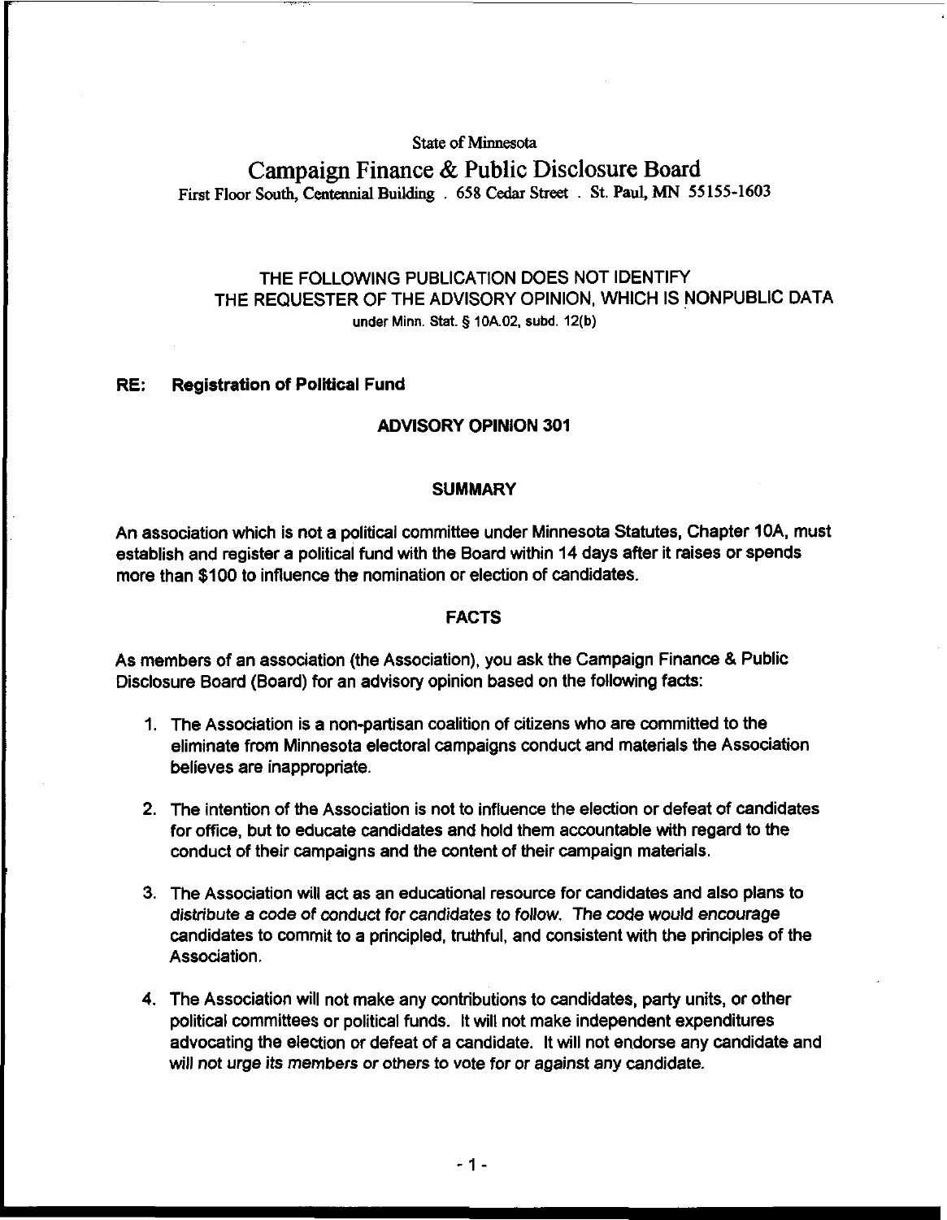State of Minnesota

# Campaign Finance & Public Disclosure Board

First Floor South, Centennial Building . 658 Cedar Street . St. Paul, MN 55155-1603

THE FOLLOWING PUBLICATION DOES NOT IDENTIFY THE REQUESTER OF THE ADVISORY OPINION, WHICH IS NONPUBLIC DATA under Minn. Stat. § 10A.02, subd. 12(b)

**RE: Registration of Political Fund**

## ADVISORY OPINION 301

### SUMMARY

An association which is not a political committee under Minnesota Statutes, Chapter 10A, must establish and register a political fund with the Board within 14 days after it raises or spends more than $100 to influence the nomination or election of candidates.

### FACTS

As members of an association (the Association), you ask the Campaign Finance & Public Disclosure Board (Board) for an advisory opinion based on the following facts:

1. The Association is a non-partisan coalition of citizens who are committed to the eliminate from Minnesota electoral campaigns conduct and materials the Association believes are inappropriate.
2. The intention of the Association is not to influence the election or defeat of candidates for office, but to educate candidates and hold them accountable with regard to the conduct of their campaigns and the content of their campaign materials.
3. The Association will act as an educational resource for candidates and also plans to distribute a code of conduct for candidates to follow. The code would encourage candidates to commit to a principled, truthful, and consistent with the principles of the Association.
4. The Association will not make any contributions to candidates, party units, or other political committees or political funds. It will not make independent expenditures advocating the election or defeat of a candidate. It will not endorse any candidate and will not urge its members or others to vote for or against any candidate.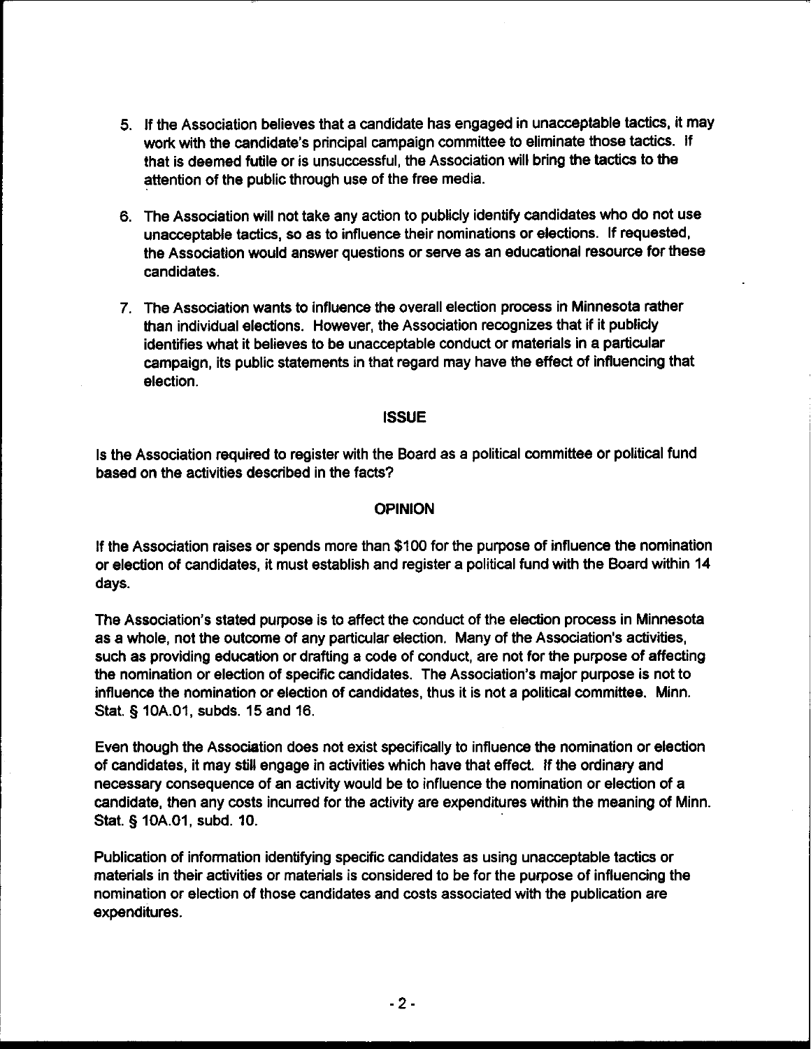5. If the Association believes that a candidate has engaged in unacceptable tactics, it may work with the candidate's principal campaign committee to eliminate those tactics. If that is deemed futile or is unsuccessful, the Association will bring the tactics to the attention of the public through use of the free media.

6. The Association will not take any action to publicly identify candidates who do not use unacceptable tactics, so as to influence their nominations or elections. If requested, the Association would answer questions or serve as an educational resource for these candidates.

7. The Association wants to influence the overall election process in Minnesota rather than individual elections. However, the Association recognizes that if it publicly identifies what it believes to be unacceptable conduct or materials in a particular campaign, its public statements in that regard may have the effect of influencing that election.

## ISSUE

Is the Association required to register with the Board as a political committee or political fund based on the activities described in the facts?

## OPINION

If the Association raises or spends more than $100 for the purpose of influence the nomination or election of candidates, it must establish and register a political fund with the Board within 14 days.

The Association's stated purpose is to affect the conduct of the election process in Minnesota as a whole, not the outcome of any particular election. Many of the Association's activities, such as providing education or drafting a code of conduct, are not for the purpose of affecting the nomination or election of specific candidates. The Association's major purpose is not to influence the nomination or election of candidates, thus it is not a political committee. Minn. Stat. § 10A.01, subds. 15 and 16.

Even though the Association does not exist specifically to influence the nomination or election of candidates, it may still engage in activities which have that effect. If the ordinary and necessary consequence of an activity would be to influence the nomination or election of a candidate, then any costs incurred for the activity are expenditures within the meaning of Minn. Stat. § 10A.01, subd. 10.

Publication of information identifying specific candidates as using unacceptable tactics or materials in their activities or materials is considered to be for the purpose of influencing the nomination or election of those candidates and costs associated with the publication are expenditures.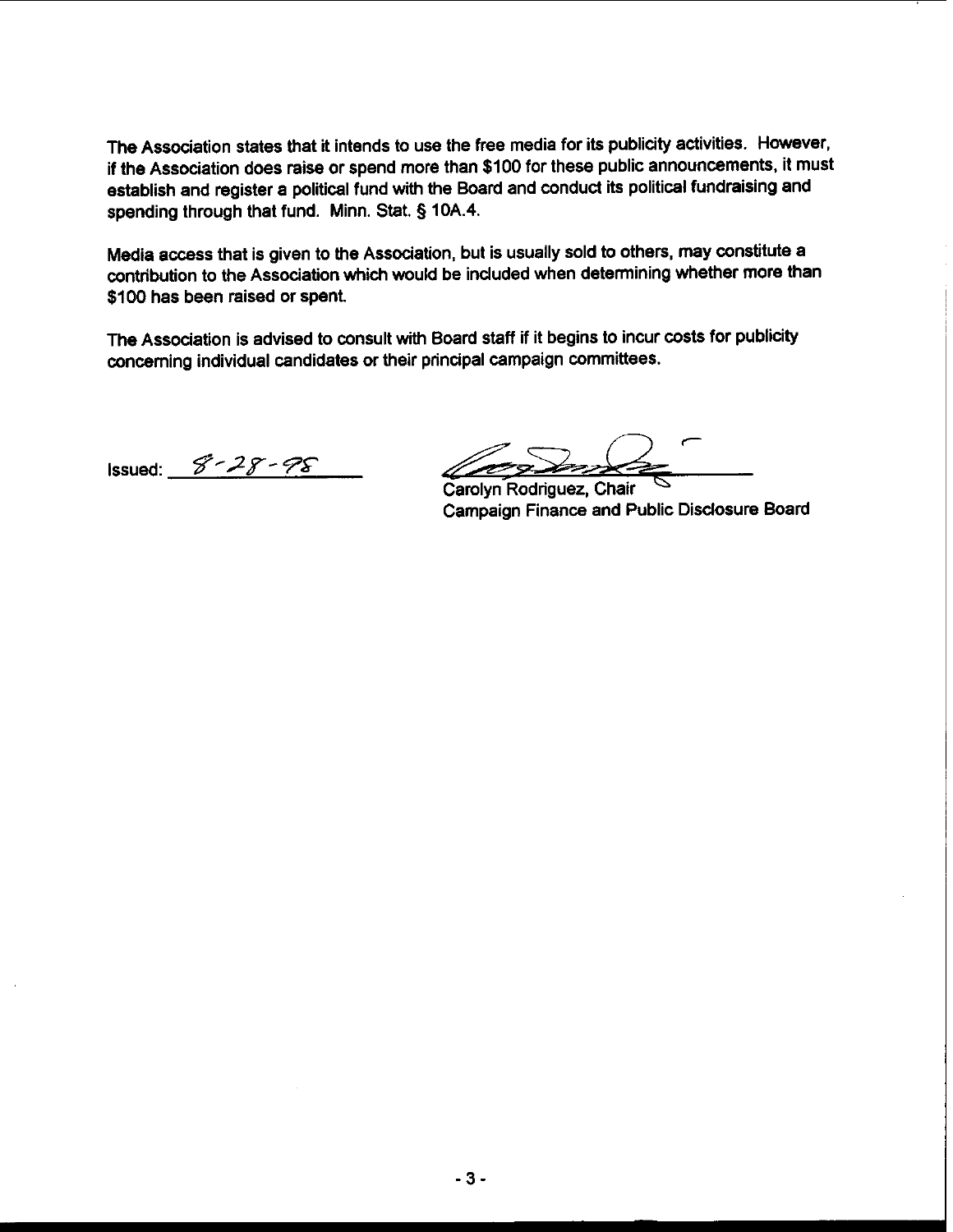The Association states that it intends to use the free media for its publicity activities. However, if the Association does raise or spend more than $100 for these public announcements, it must establish and register a political fund with the Board and conduct its political fundraising and spending through that fund. Minn. Stat. § 10A.4.

Media access that is given to the Association, but is usually sold to others, may constitute a contribution to the Association which would be included when determining whether more than $100 has been raised or spent.

The Association is advised to consult with Board staff if it begins to incur costs for publicity concerning individual candidates or their principal campaign committees.

Issued: 8-28-98

Carolyn Rodriguez, Chair
Campaign Finance and Public Disclosure Board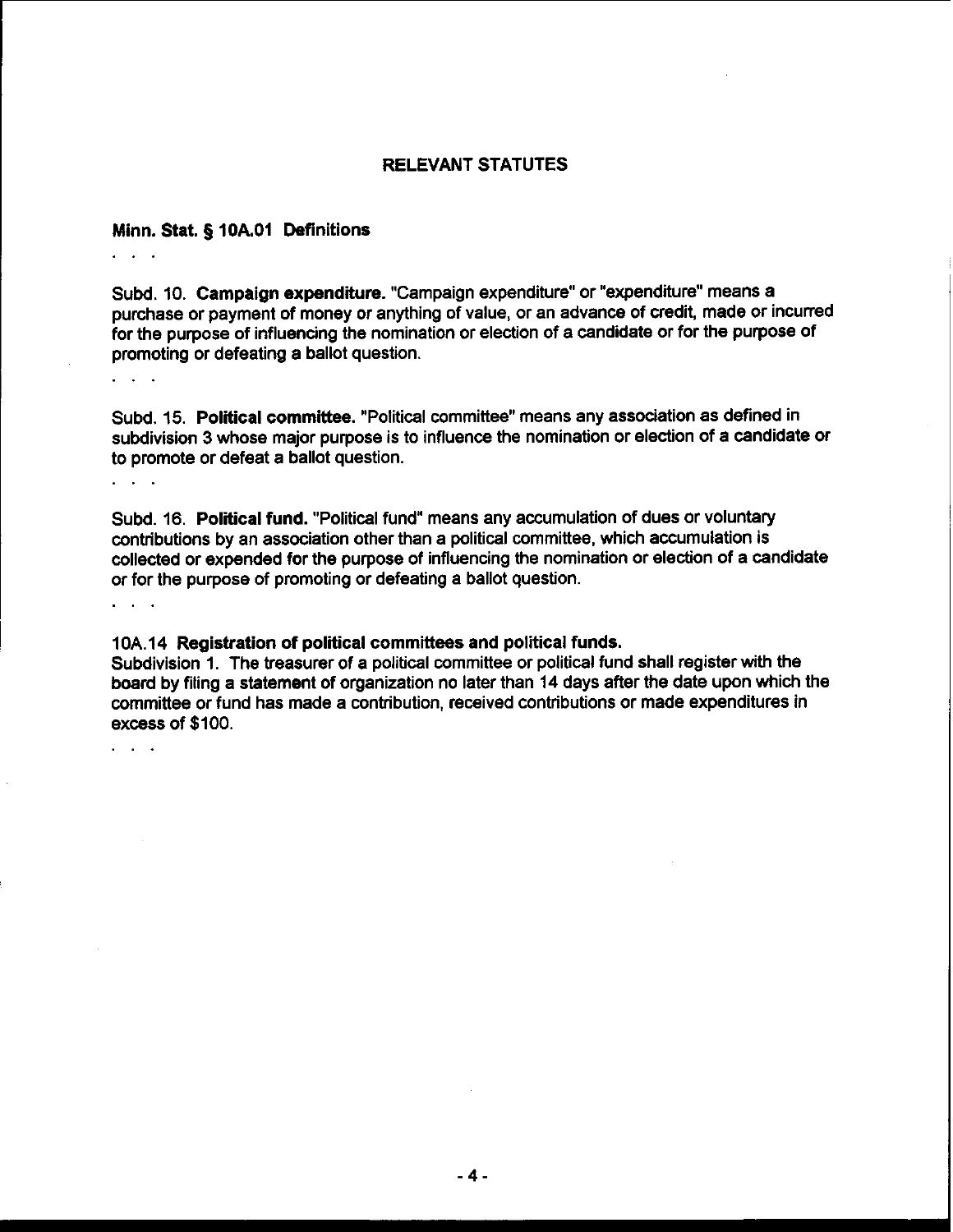## RELEVANT STATUTES

### Minn. Stat. § 10A.01 Definitions

. . .

Subd. 10. **Campaign expenditure.** "Campaign expenditure" or "expenditure" means a purchase or payment of money or anything of value, or an advance of credit, made or incurred for the purpose of influencing the nomination or election of a candidate or for the purpose of promoting or defeating a ballot question.

. . .

Subd. 15. **Political committee.** "Political committee" means any association as defined in subdivision 3 whose major purpose is to influence the nomination or election of a candidate or to promote or defeat a ballot question.

. . .

Subd. 16. **Political fund.** "Political fund" means any accumulation of dues or voluntary contributions by an association other than a political committee, which accumulation is collected or expended for the purpose of influencing the nomination or election of a candidate or for the purpose of promoting or defeating a ballot question.

. . .

### 10A.14 Registration of political committees and political funds.

Subdivision 1. The treasurer of a political committee or political fund shall register with the board by filing a statement of organization no later than 14 days after the date upon which the committee or fund has made a contribution, received contributions or made expenditures in excess of $100.

. . .